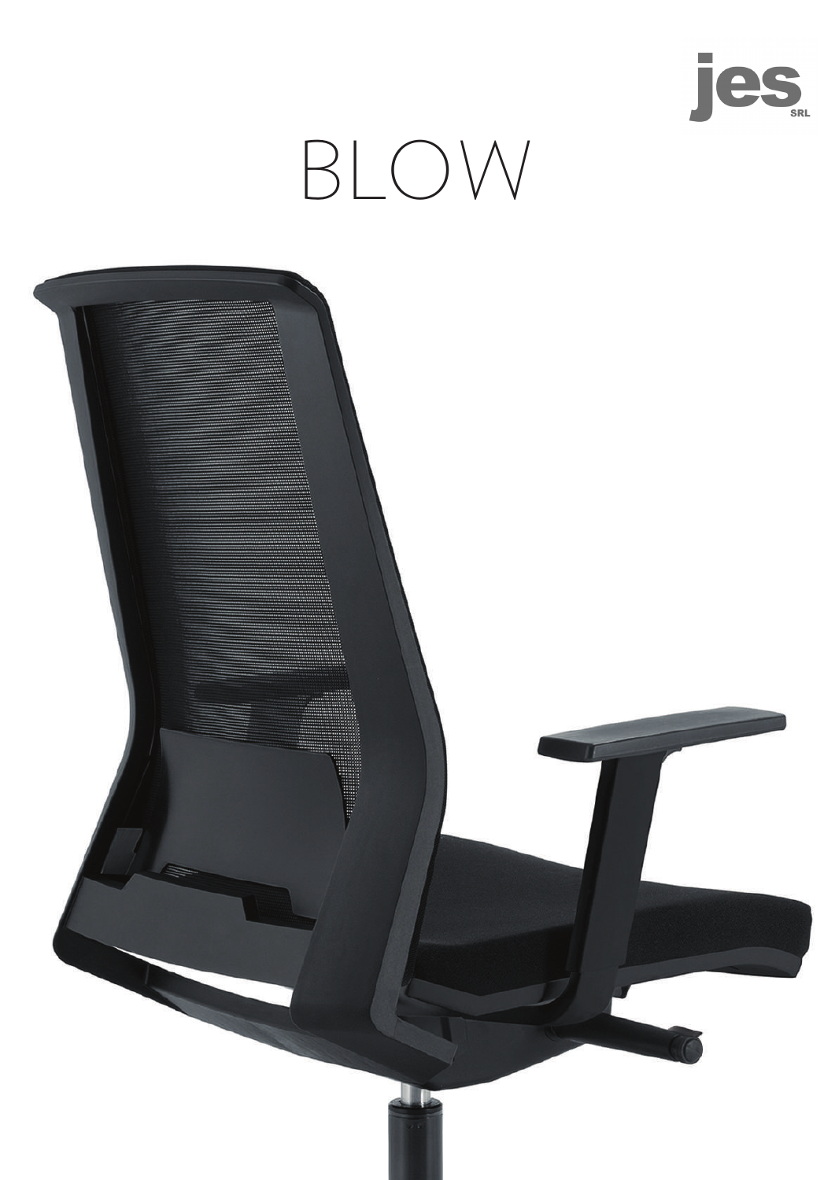jes SRL

# BLOW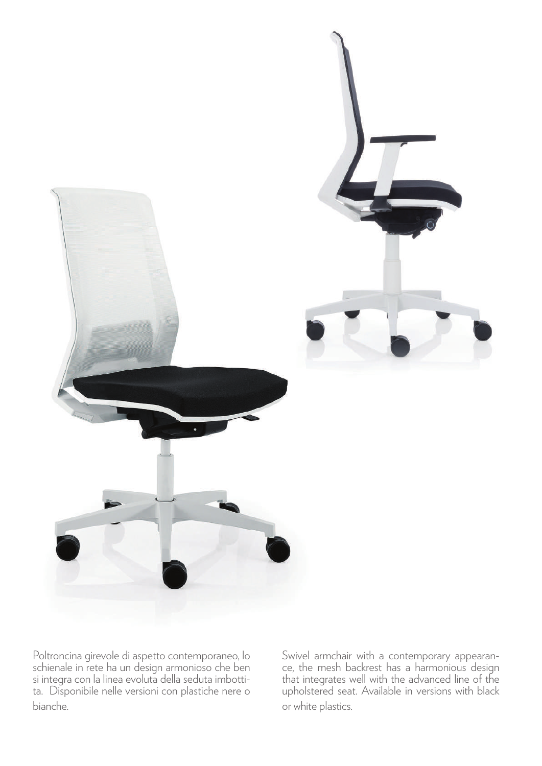Poltroncina girevole di aspetto contemporaneo, lo schienale in rete ha un design armonioso che ben si integra con la linea evoluta della seduta imbottita. Disponibile nelle versioni con plastiche nere o bianche.

Swivel armchair with a contemporary appearance, the mesh backrest has a harmonious design that integrates well with the advanced line of the upholstered seat. Available in versions with black or white plastics.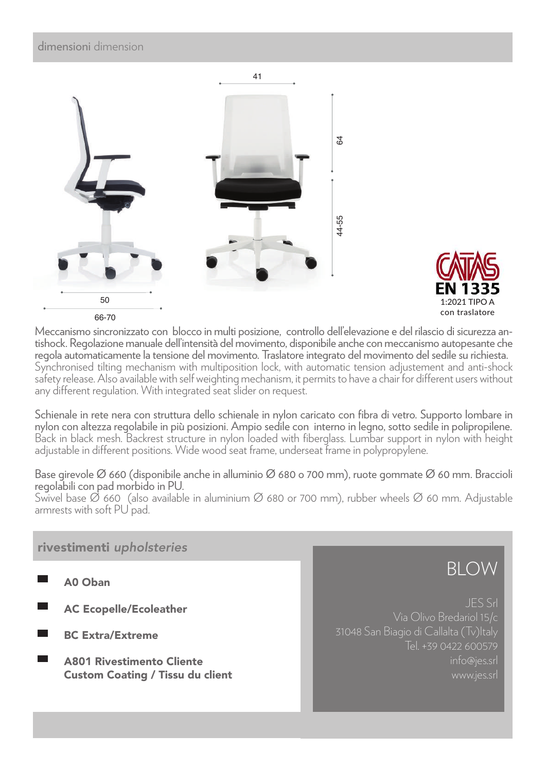## dimensioni dimension

41

64

44-55

50

66-70

CATAS
EN 1335
1:2021 TIPO A
con traslatore

Meccanismo sincronizzato con blocco in multi posizione, controllo dell'elevazione e del rilascio di sicurezza antishock. Regolazione manuale dell'intensità del movimento, disponibile anche con meccanismo autopesante che regola automaticamente la tensione del movimento. Traslatore integrato del movimento del sedile su richiesta.
Synchronised tilting mechanism with multiposition lock, with automatic tension adjustement and anti-shock safety release. Also available with self weighting mechanism, it permits to have a chair for different users without any different regulation. With integrated seat slider on request.

Schienale in rete nera con struttura dello schienale in nylon caricato con fibra di vetro. Supporto lombare in nylon con altezza regolabile in più posizioni. Ampio sedile con interno in legno, sotto sedile in polipropilene.
Back in black mesh. Backrest structure in nylon loaded with fiberglass. Lumbar support in nylon with height adjustable in different positions. Wide wood seat frame, underseat frame in polypropylene.

Base girevole Ø 660 (disponibile anche in alluminio Ø 680 o 700 mm), ruote gommate Ø 60 mm. Braccioli regolabili con pad morbido in PU.
Swivel base Ø 660 (also available in aluminium Ø 680 or 700 mm), rubber wheels Ø 60 mm. Adjustable armrests with soft PU pad.

## rivestimenti *upholsteries*

- **A0 Oban**
- **AC Ecopelle/Ecoleather**
- **BC Extra/Extreme**
- **A801 Rivestimento Cliente Custom Coating / Tissu du client**

# BLOW

JES Srl
Via Olivo Bredariol 15/c
31048 San Biagio di Callalta (Tv)Italy
Tel. +39 0422 600579
info@jes.srl
www.jes.srl